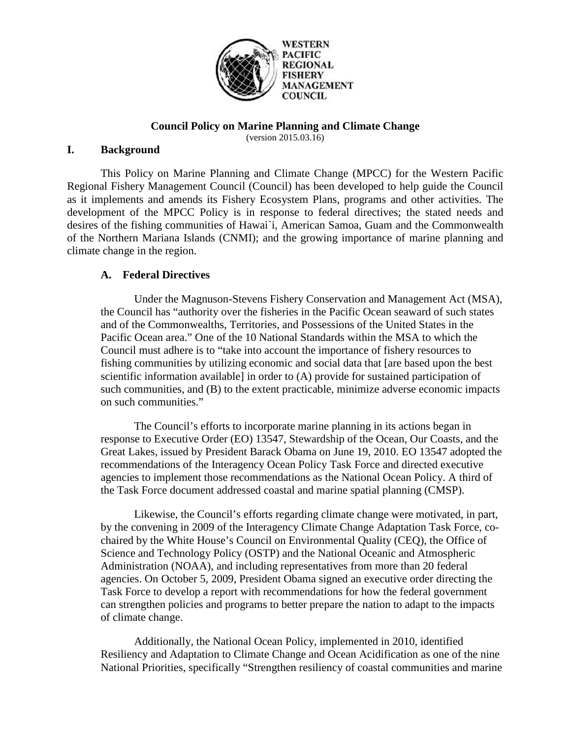WESTERN PACIFIC REGIONAL FISHERY MANAGEMENT COUNCIL

**Council Policy on Marine Planning and Climate Change**
(version 2015.03.16)

# I. Background

This Policy on Marine Planning and Climate Change (MPCC) for the Western Pacific Regional Fishery Management Council (Council) has been developed to help guide the Council as it implements and amends its Fishery Ecosystem Plans, programs and other activities. The development of the MPCC Policy is in response to federal directives; the stated needs and desires of the fishing communities of Hawai`i, American Samoa, Guam and the Commonwealth of the Northern Mariana Islands (CNMI); and the growing importance of marine planning and climate change in the region.

## A. Federal Directives

Under the Magnuson-Stevens Fishery Conservation and Management Act (MSA), the Council has "authority over the fisheries in the Pacific Ocean seaward of such states and of the Commonwealths, Territories, and Possessions of the United States in the Pacific Ocean area." One of the 10 National Standards within the MSA to which the Council must adhere is to "take into account the importance of fishery resources to fishing communities by utilizing economic and social data that [are based upon the best scientific information available] in order to (A) provide for sustained participation of such communities, and (B) to the extent practicable, minimize adverse economic impacts on such communities."

The Council's efforts to incorporate marine planning in its actions began in response to Executive Order (EO) 13547, Stewardship of the Ocean, Our Coasts, and the Great Lakes, issued by President Barack Obama on June 19, 2010. EO 13547 adopted the recommendations of the Interagency Ocean Policy Task Force and directed executive agencies to implement those recommendations as the National Ocean Policy. A third of the Task Force document addressed coastal and marine spatial planning (CMSP).

Likewise, the Council's efforts regarding climate change were motivated, in part, by the convening in 2009 of the Interagency Climate Change Adaptation Task Force, co-chaired by the White House's Council on Environmental Quality (CEQ), the Office of Science and Technology Policy (OSTP) and the National Oceanic and Atmospheric Administration (NOAA), and including representatives from more than 20 federal agencies. On October 5, 2009, President Obama signed an executive order directing the Task Force to develop a report with recommendations for how the federal government can strengthen policies and programs to better prepare the nation to adapt to the impacts of climate change.

Additionally, the National Ocean Policy, implemented in 2010, identified Resiliency and Adaptation to Climate Change and Ocean Acidification as one of the nine National Priorities, specifically "Strengthen resiliency of coastal communities and marine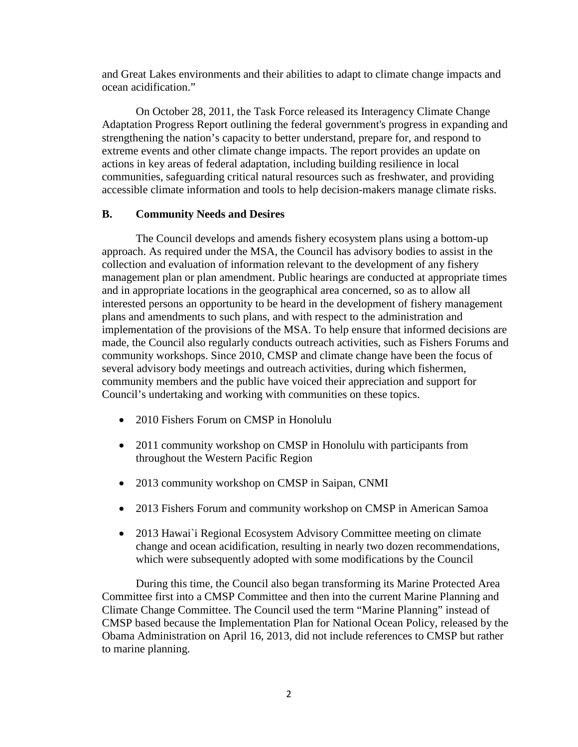and Great Lakes environments and their abilities to adapt to climate change impacts and ocean acidification."

On October 28, 2011, the Task Force released its Interagency Climate Change Adaptation Progress Report outlining the federal government's progress in expanding and strengthening the nation's capacity to better understand, prepare for, and respond to extreme events and other climate change impacts. The report provides an update on actions in key areas of federal adaptation, including building resilience in local communities, safeguarding critical natural resources such as freshwater, and providing accessible climate information and tools to help decision-makers manage climate risks.

## B. Community Needs and Desires

The Council develops and amends fishery ecosystem plans using a bottom-up approach. As required under the MSA, the Council has advisory bodies to assist in the collection and evaluation of information relevant to the development of any fishery management plan or plan amendment. Public hearings are conducted at appropriate times and in appropriate locations in the geographical area concerned, so as to allow all interested persons an opportunity to be heard in the development of fishery management plans and amendments to such plans, and with respect to the administration and implementation of the provisions of the MSA. To help ensure that informed decisions are made, the Council also regularly conducts outreach activities, such as Fishers Forums and community workshops. Since 2010, CMSP and climate change have been the focus of several advisory body meetings and outreach activities, during which fishermen, community members and the public have voiced their appreciation and support for Council's undertaking and working with communities on these topics.

- 2010 Fishers Forum on CMSP in Honolulu
- 2011 community workshop on CMSP in Honolulu with participants from throughout the Western Pacific Region
- 2013 community workshop on CMSP in Saipan, CNMI
- 2013 Fishers Forum and community workshop on CMSP in American Samoa
- 2013 Hawai`i Regional Ecosystem Advisory Committee meeting on climate change and ocean acidification, resulting in nearly two dozen recommendations, which were subsequently adopted with some modifications by the Council

During this time, the Council also began transforming its Marine Protected Area Committee first into a CMSP Committee and then into the current Marine Planning and Climate Change Committee. The Council used the term "Marine Planning" instead of CMSP based because the Implementation Plan for National Ocean Policy, released by the Obama Administration on April 16, 2013, did not include references to CMSP but rather to marine planning.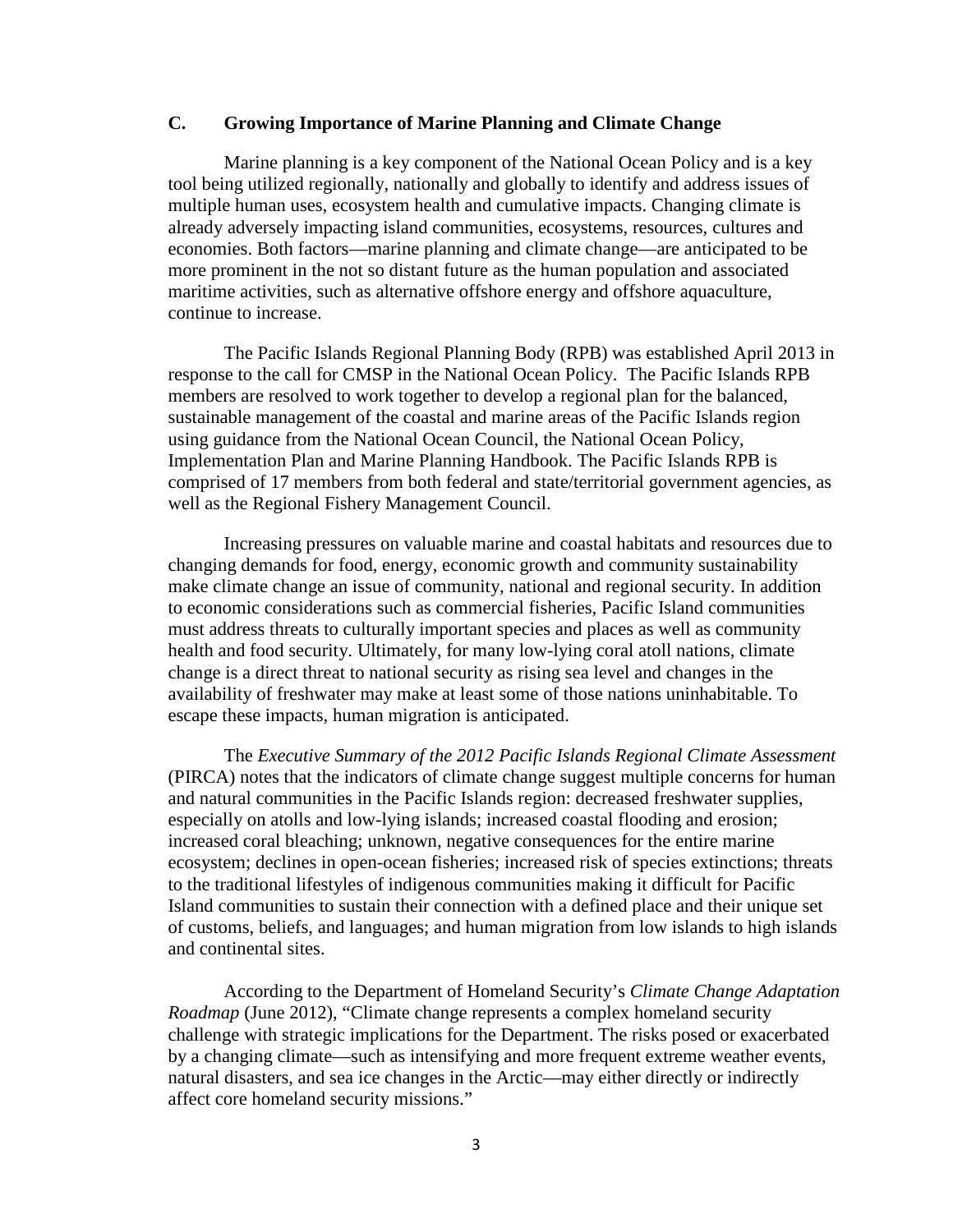## C. Growing Importance of Marine Planning and Climate Change

Marine planning is a key component of the National Ocean Policy and is a key tool being utilized regionally, nationally and globally to identify and address issues of multiple human uses, ecosystem health and cumulative impacts. Changing climate is already adversely impacting island communities, ecosystems, resources, cultures and economies. Both factors—marine planning and climate change—are anticipated to be more prominent in the not so distant future as the human population and associated maritime activities, such as alternative offshore energy and offshore aquaculture, continue to increase.

The Pacific Islands Regional Planning Body (RPB) was established April 2013 in response to the call for CMSP in the National Ocean Policy. The Pacific Islands RPB members are resolved to work together to develop a regional plan for the balanced, sustainable management of the coastal and marine areas of the Pacific Islands region using guidance from the National Ocean Council, the National Ocean Policy, Implementation Plan and Marine Planning Handbook. The Pacific Islands RPB is comprised of 17 members from both federal and state/territorial government agencies, as well as the Regional Fishery Management Council.

Increasing pressures on valuable marine and coastal habitats and resources due to changing demands for food, energy, economic growth and community sustainability make climate change an issue of community, national and regional security. In addition to economic considerations such as commercial fisheries, Pacific Island communities must address threats to culturally important species and places as well as community health and food security. Ultimately, for many low-lying coral atoll nations, climate change is a direct threat to national security as rising sea level and changes in the availability of freshwater may make at least some of those nations uninhabitable. To escape these impacts, human migration is anticipated.

The *Executive Summary of the 2012 Pacific Islands Regional Climate Assessment* (PIRCA) notes that the indicators of climate change suggest multiple concerns for human and natural communities in the Pacific Islands region: decreased freshwater supplies, especially on atolls and low-lying islands; increased coastal flooding and erosion; increased coral bleaching; unknown, negative consequences for the entire marine ecosystem; declines in open-ocean fisheries; increased risk of species extinctions; threats to the traditional lifestyles of indigenous communities making it difficult for Pacific Island communities to sustain their connection with a defined place and their unique set of customs, beliefs, and languages; and human migration from low islands to high islands and continental sites.

According to the Department of Homeland Security's *Climate Change Adaptation Roadmap* (June 2012), "Climate change represents a complex homeland security challenge with strategic implications for the Department. The risks posed or exacerbated by a changing climate—such as intensifying and more frequent extreme weather events, natural disasters, and sea ice changes in the Arctic—may either directly or indirectly affect core homeland security missions."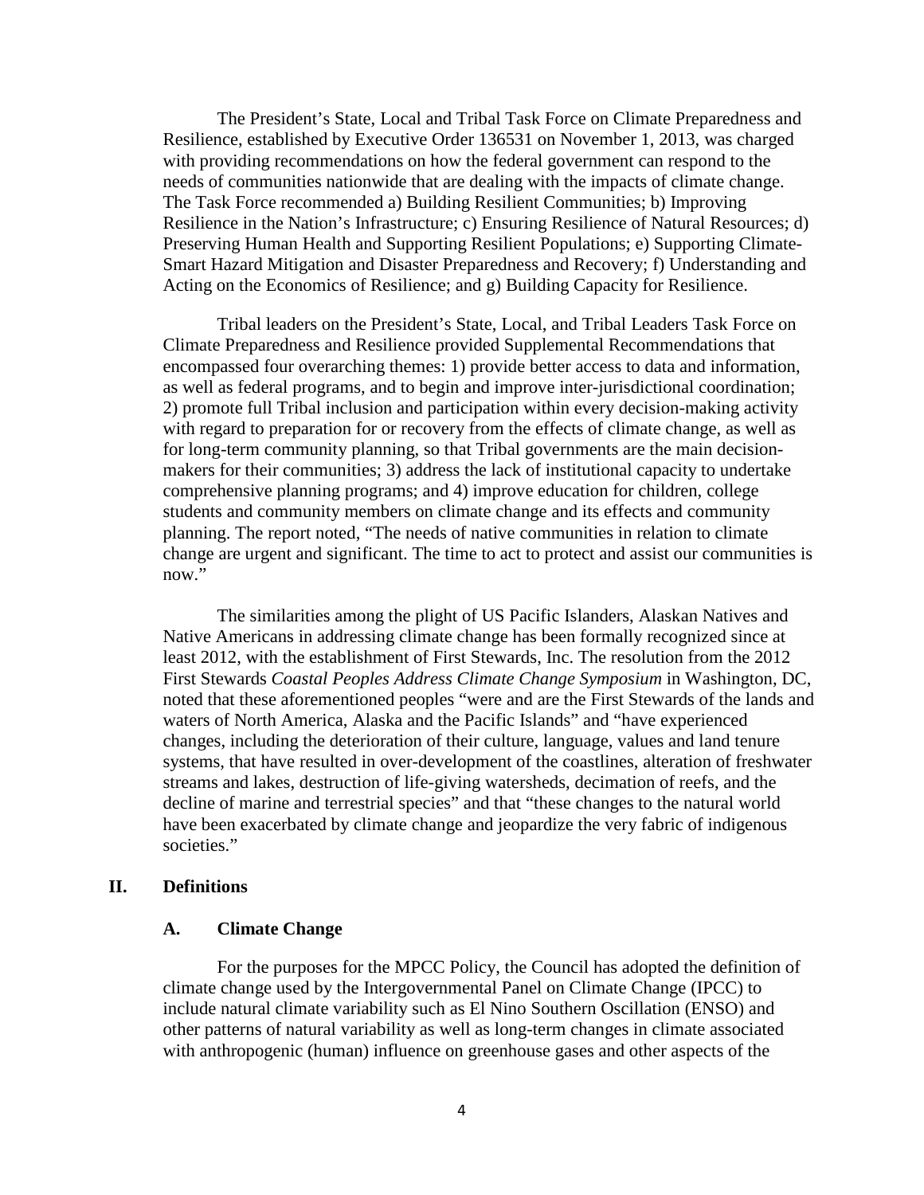The President's State, Local and Tribal Task Force on Climate Preparedness and Resilience, established by Executive Order 136531 on November 1, 2013, was charged with providing recommendations on how the federal government can respond to the needs of communities nationwide that are dealing with the impacts of climate change. The Task Force recommended a) Building Resilient Communities; b) Improving Resilience in the Nation's Infrastructure; c) Ensuring Resilience of Natural Resources; d) Preserving Human Health and Supporting Resilient Populations; e) Supporting Climate-Smart Hazard Mitigation and Disaster Preparedness and Recovery; f) Understanding and Acting on the Economics of Resilience; and g) Building Capacity for Resilience.

Tribal leaders on the President's State, Local, and Tribal Leaders Task Force on Climate Preparedness and Resilience provided Supplemental Recommendations that encompassed four overarching themes: 1) provide better access to data and information, as well as federal programs, and to begin and improve inter-jurisdictional coordination; 2) promote full Tribal inclusion and participation within every decision-making activity with regard to preparation for or recovery from the effects of climate change, as well as for long-term community planning, so that Tribal governments are the main decision-makers for their communities; 3) address the lack of institutional capacity to undertake comprehensive planning programs; and 4) improve education for children, college students and community members on climate change and its effects and community planning. The report noted, "The needs of native communities in relation to climate change are urgent and significant. The time to act to protect and assist our communities is now."

The similarities among the plight of US Pacific Islanders, Alaskan Natives and Native Americans in addressing climate change has been formally recognized since at least 2012, with the establishment of First Stewards, Inc. The resolution from the 2012 First Stewards *Coastal Peoples Address Climate Change Symposium* in Washington, DC, noted that these aforementioned peoples "were and are the First Stewards of the lands and waters of North America, Alaska and the Pacific Islands" and "have experienced changes, including the deterioration of their culture, language, values and land tenure systems, that have resulted in over-development of the coastlines, alteration of freshwater streams and lakes, destruction of life-giving watersheds, decimation of reefs, and the decline of marine and terrestrial species" and that "these changes to the natural world have been exacerbated by climate change and jeopardize the very fabric of indigenous societies."

## II. Definitions

### A. Climate Change

For the purposes for the MPCC Policy, the Council has adopted the definition of climate change used by the Intergovernmental Panel on Climate Change (IPCC) to include natural climate variability such as El Nino Southern Oscillation (ENSO) and other patterns of natural variability as well as long-term changes in climate associated with anthropogenic (human) influence on greenhouse gases and other aspects of the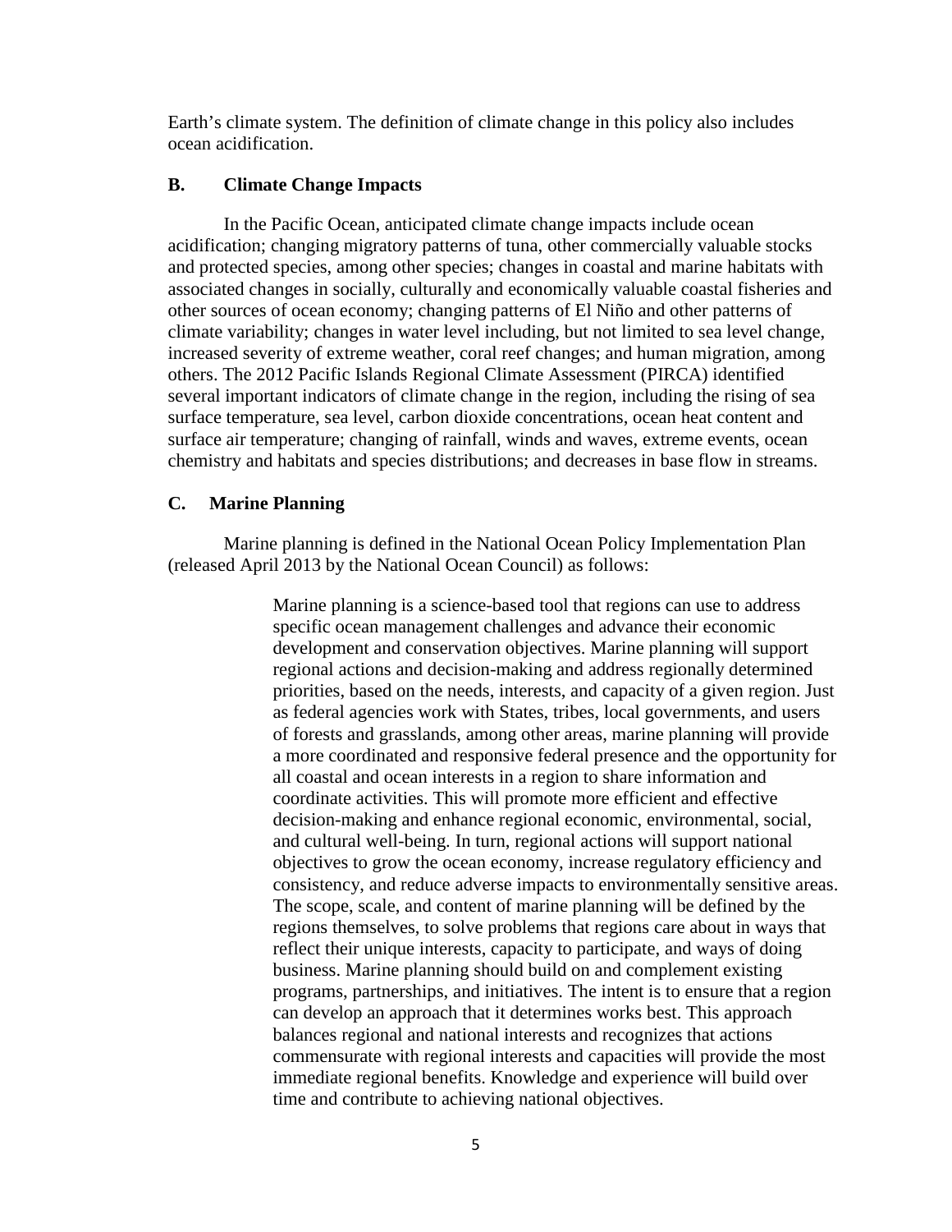Earth's climate system. The definition of climate change in this policy also includes ocean acidification.

### B. Climate Change Impacts

In the Pacific Ocean, anticipated climate change impacts include ocean acidification; changing migratory patterns of tuna, other commercially valuable stocks and protected species, among other species; changes in coastal and marine habitats with associated changes in socially, culturally and economically valuable coastal fisheries and other sources of ocean economy; changing patterns of El Niño and other patterns of climate variability; changes in water level including, but not limited to sea level change, increased severity of extreme weather, coral reef changes; and human migration, among others. The 2012 Pacific Islands Regional Climate Assessment (PIRCA) identified several important indicators of climate change in the region, including the rising of sea surface temperature, sea level, carbon dioxide concentrations, ocean heat content and surface air temperature; changing of rainfall, winds and waves, extreme events, ocean chemistry and habitats and species distributions; and decreases in base flow in streams.

### C. Marine Planning

Marine planning is defined in the National Ocean Policy Implementation Plan (released April 2013 by the National Ocean Council) as follows:

> Marine planning is a science-based tool that regions can use to address specific ocean management challenges and advance their economic development and conservation objectives. Marine planning will support regional actions and decision-making and address regionally determined priorities, based on the needs, interests, and capacity of a given region. Just as federal agencies work with States, tribes, local governments, and users of forests and grasslands, among other areas, marine planning will provide a more coordinated and responsive federal presence and the opportunity for all coastal and ocean interests in a region to share information and coordinate activities. This will promote more efficient and effective decision-making and enhance regional economic, environmental, social, and cultural well-being. In turn, regional actions will support national objectives to grow the ocean economy, increase regulatory efficiency and consistency, and reduce adverse impacts to environmentally sensitive areas. The scope, scale, and content of marine planning will be defined by the regions themselves, to solve problems that regions care about in ways that reflect their unique interests, capacity to participate, and ways of doing business. Marine planning should build on and complement existing programs, partnerships, and initiatives. The intent is to ensure that a region can develop an approach that it determines works best. This approach balances regional and national interests and recognizes that actions commensurate with regional interests and capacities will provide the most immediate regional benefits. Knowledge and experience will build over time and contribute to achieving national objectives.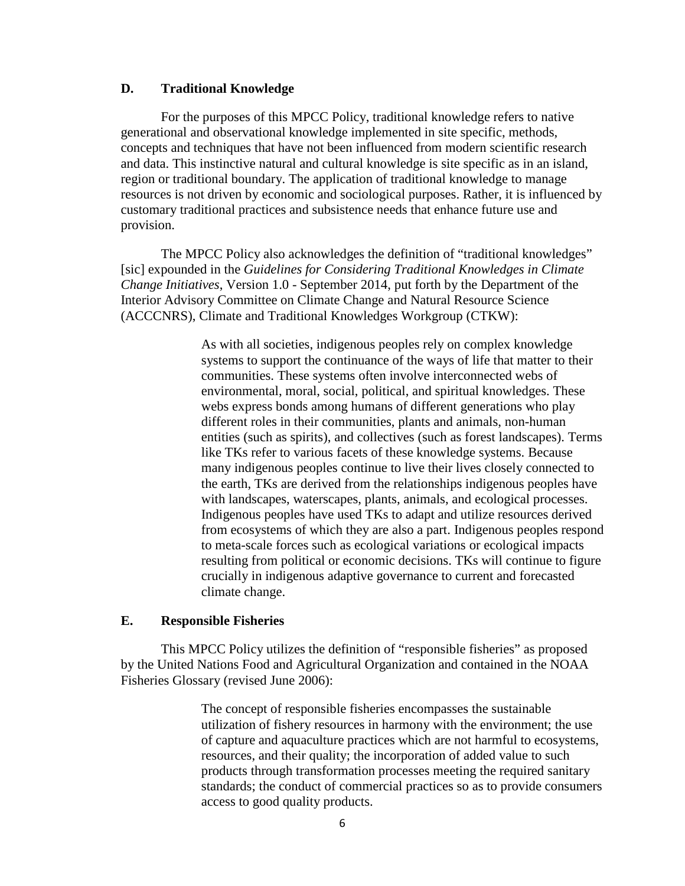## D. Traditional Knowledge

For the purposes of this MPCC Policy, traditional knowledge refers to native generational and observational knowledge implemented in site specific, methods, concepts and techniques that have not been influenced from modern scientific research and data. This instinctive natural and cultural knowledge is site specific as in an island, region or traditional boundary. The application of traditional knowledge to manage resources is not driven by economic and sociological purposes. Rather, it is influenced by customary traditional practices and subsistence needs that enhance future use and provision.

The MPCC Policy also acknowledges the definition of "traditional knowledges" [sic] expounded in the *Guidelines for Considering Traditional Knowledges in Climate Change Initiatives*, Version 1.0 - September 2014, put forth by the Department of the Interior Advisory Committee on Climate Change and Natural Resource Science (ACCCNRS), Climate and Traditional Knowledges Workgroup (CTKW):

> As with all societies, indigenous peoples rely on complex knowledge systems to support the continuance of the ways of life that matter to their communities. These systems often involve interconnected webs of environmental, moral, social, political, and spiritual knowledges. These webs express bonds among humans of different generations who play different roles in their communities, plants and animals, non-human entities (such as spirits), and collectives (such as forest landscapes). Terms like TKs refer to various facets of these knowledge systems. Because many indigenous peoples continue to live their lives closely connected to the earth, TKs are derived from the relationships indigenous peoples have with landscapes, waterscapes, plants, animals, and ecological processes. Indigenous peoples have used TKs to adapt and utilize resources derived from ecosystems of which they are also a part. Indigenous peoples respond to meta-scale forces such as ecological variations or ecological impacts resulting from political or economic decisions. TKs will continue to figure crucially in indigenous adaptive governance to current and forecasted climate change.

## E. Responsible Fisheries

This MPCC Policy utilizes the definition of "responsible fisheries" as proposed by the United Nations Food and Agricultural Organization and contained in the NOAA Fisheries Glossary (revised June 2006):

> The concept of responsible fisheries encompasses the sustainable utilization of fishery resources in harmony with the environment; the use of capture and aquaculture practices which are not harmful to ecosystems, resources, and their quality; the incorporation of added value to such products through transformation processes meeting the required sanitary standards; the conduct of commercial practices so as to provide consumers access to good quality products.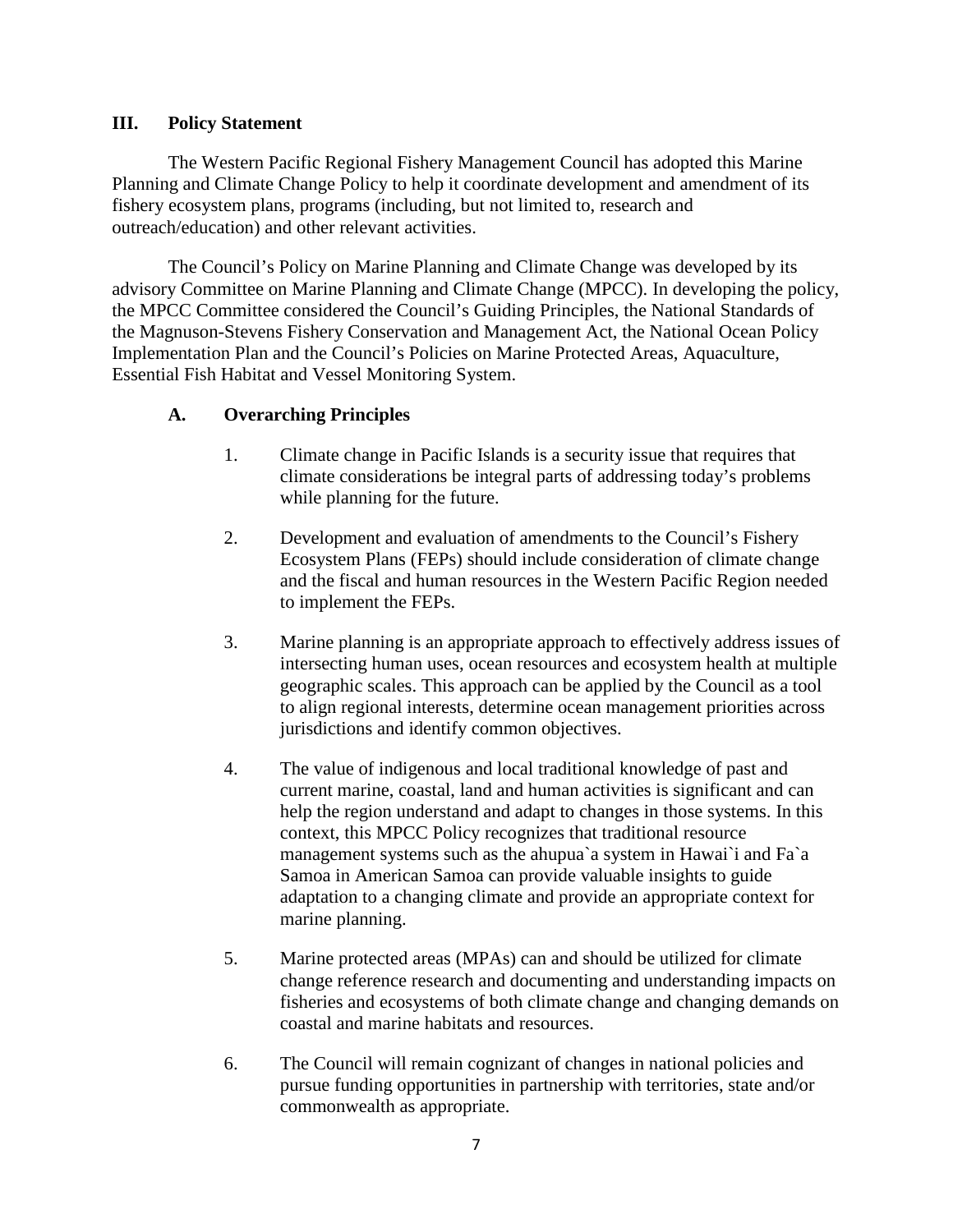## III. Policy Statement

The Western Pacific Regional Fishery Management Council has adopted this Marine Planning and Climate Change Policy to help it coordinate development and amendment of its fishery ecosystem plans, programs (including, but not limited to, research and outreach/education) and other relevant activities.

The Council's Policy on Marine Planning and Climate Change was developed by its advisory Committee on Marine Planning and Climate Change (MPCC). In developing the policy, the MPCC Committee considered the Council's Guiding Principles, the National Standards of the Magnuson-Stevens Fishery Conservation and Management Act, the National Ocean Policy Implementation Plan and the Council's Policies on Marine Protected Areas, Aquaculture, Essential Fish Habitat and Vessel Monitoring System.

### A. Overarching Principles

1. Climate change in Pacific Islands is a security issue that requires that climate considerations be integral parts of addressing today's problems while planning for the future.

2. Development and evaluation of amendments to the Council's Fishery Ecosystem Plans (FEPs) should include consideration of climate change and the fiscal and human resources in the Western Pacific Region needed to implement the FEPs.

3. Marine planning is an appropriate approach to effectively address issues of intersecting human uses, ocean resources and ecosystem health at multiple geographic scales. This approach can be applied by the Council as a tool to align regional interests, determine ocean management priorities across jurisdictions and identify common objectives.

4. The value of indigenous and local traditional knowledge of past and current marine, coastal, land and human activities is significant and can help the region understand and adapt to changes in those systems. In this context, this MPCC Policy recognizes that traditional resource management systems such as the ahupua`a system in Hawai`i and Fa`a Samoa in American Samoa can provide valuable insights to guide adaptation to a changing climate and provide an appropriate context for marine planning.

5. Marine protected areas (MPAs) can and should be utilized for climate change reference research and documenting and understanding impacts on fisheries and ecosystems of both climate change and changing demands on coastal and marine habitats and resources.

6. The Council will remain cognizant of changes in national policies and pursue funding opportunities in partnership with territories, state and/or commonwealth as appropriate.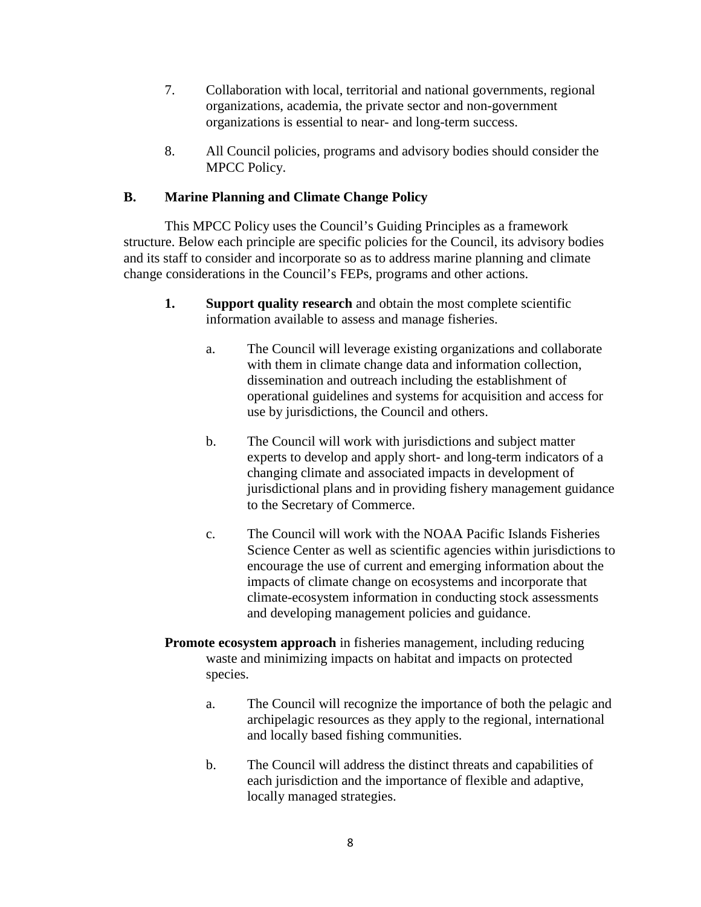7. Collaboration with local, territorial and national governments, regional organizations, academia, the private sector and non-government organizations is essential to near- and long-term success.

8. All Council policies, programs and advisory bodies should consider the MPCC Policy.

## B. Marine Planning and Climate Change Policy

This MPCC Policy uses the Council's Guiding Principles as a framework structure. Below each principle are specific policies for the Council, its advisory bodies and its staff to consider and incorporate so as to address marine planning and climate change considerations in the Council's FEPs, programs and other actions.

**1. Support quality research** and obtain the most complete scientific information available to assess and manage fisheries.

   a. The Council will leverage existing organizations and collaborate with them in climate change data and information collection, dissemination and outreach including the establishment of operational guidelines and systems for acquisition and access for use by jurisdictions, the Council and others.

   b. The Council will work with jurisdictions and subject matter experts to develop and apply short- and long-term indicators of a changing climate and associated impacts in development of jurisdictional plans and in providing fishery management guidance to the Secretary of Commerce.

   c. The Council will work with the NOAA Pacific Islands Fisheries Science Center as well as scientific agencies within jurisdictions to encourage the use of current and emerging information about the impacts of climate change on ecosystems and incorporate that climate-ecosystem information in conducting stock assessments and developing management policies and guidance.

**Promote ecosystem approach** in fisheries management, including reducing waste and minimizing impacts on habitat and impacts on protected species.

   a. The Council will recognize the importance of both the pelagic and archipelagic resources as they apply to the regional, international and locally based fishing communities.

   b. The Council will address the distinct threats and capabilities of each jurisdiction and the importance of flexible and adaptive, locally managed strategies.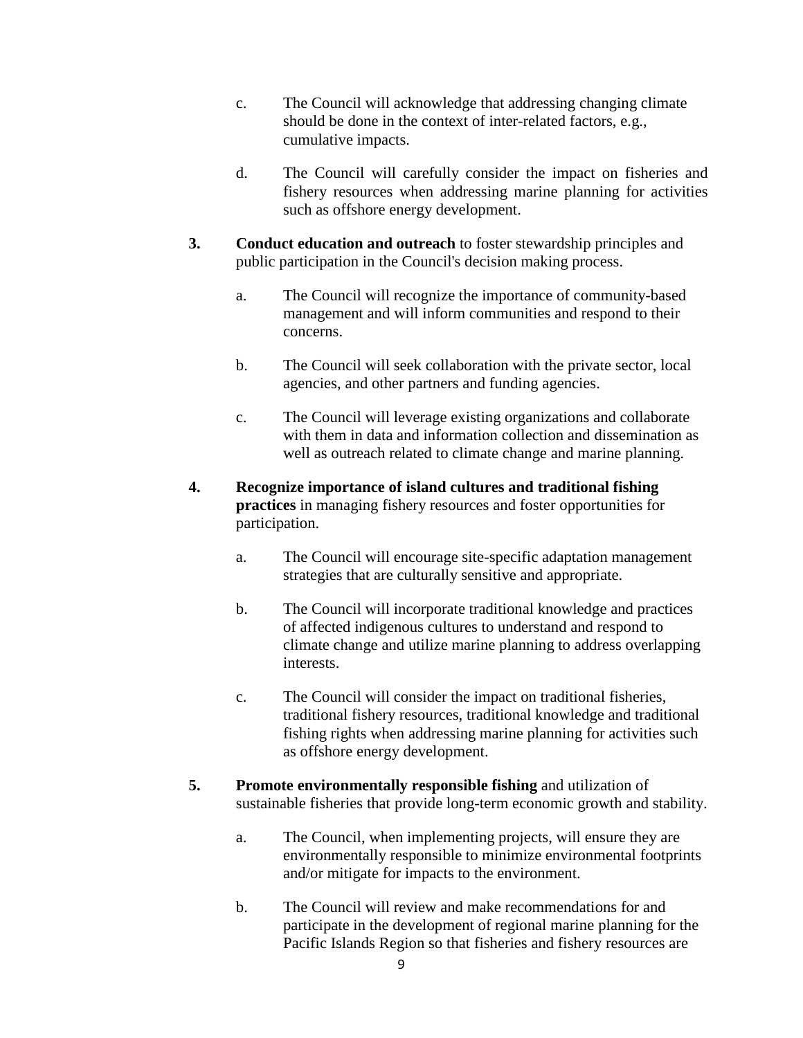c. The Council will acknowledge that addressing changing climate should be done in the context of inter-related factors, e.g., cumulative impacts.

d. The Council will carefully consider the impact on fisheries and fishery resources when addressing marine planning for activities such as offshore energy development.

**3. Conduct education and outreach** to foster stewardship principles and public participation in the Council's decision making process.

a. The Council will recognize the importance of community-based management and will inform communities and respond to their concerns.

b. The Council will seek collaboration with the private sector, local agencies, and other partners and funding agencies.

c. The Council will leverage existing organizations and collaborate with them in data and information collection and dissemination as well as outreach related to climate change and marine planning.

**4. Recognize importance of island cultures and traditional fishing practices** in managing fishery resources and foster opportunities for participation.

a. The Council will encourage site-specific adaptation management strategies that are culturally sensitive and appropriate.

b. The Council will incorporate traditional knowledge and practices of affected indigenous cultures to understand and respond to climate change and utilize marine planning to address overlapping interests.

c. The Council will consider the impact on traditional fisheries, traditional fishery resources, traditional knowledge and traditional fishing rights when addressing marine planning for activities such as offshore energy development.

**5. Promote environmentally responsible fishing** and utilization of sustainable fisheries that provide long-term economic growth and stability.

a. The Council, when implementing projects, will ensure they are environmentally responsible to minimize environmental footprints and/or mitigate for impacts to the environment.

b. The Council will review and make recommendations for and participate in the development of regional marine planning for the Pacific Islands Region so that fisheries and fishery resources are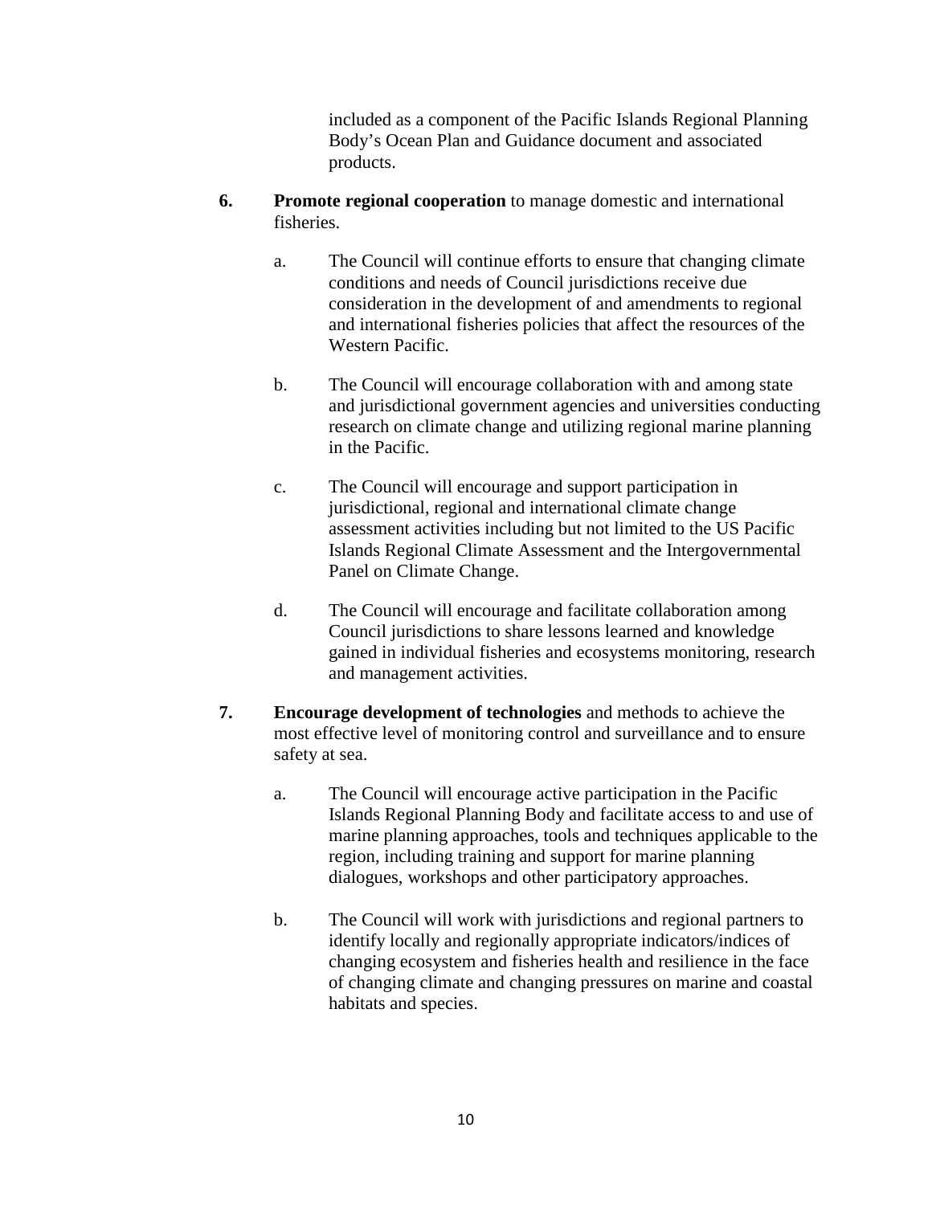included as a component of the Pacific Islands Regional Planning Body's Ocean Plan and Guidance document and associated products.

6. **Promote regional cooperation** to manage domestic and international fisheries.

    a. The Council will continue efforts to ensure that changing climate conditions and needs of Council jurisdictions receive due consideration in the development of and amendments to regional and international fisheries policies that affect the resources of the Western Pacific.

    b. The Council will encourage collaboration with and among state and jurisdictional government agencies and universities conducting research on climate change and utilizing regional marine planning in the Pacific.

    c. The Council will encourage and support participation in jurisdictional, regional and international climate change assessment activities including but not limited to the US Pacific Islands Regional Climate Assessment and the Intergovernmental Panel on Climate Change.

    d. The Council will encourage and facilitate collaboration among Council jurisdictions to share lessons learned and knowledge gained in individual fisheries and ecosystems monitoring, research and management activities.

7. **Encourage development of technologies** and methods to achieve the most effective level of monitoring control and surveillance and to ensure safety at sea.

    a. The Council will encourage active participation in the Pacific Islands Regional Planning Body and facilitate access to and use of marine planning approaches, tools and techniques applicable to the region, including training and support for marine planning dialogues, workshops and other participatory approaches.

    b. The Council will work with jurisdictions and regional partners to identify locally and regionally appropriate indicators/indices of changing ecosystem and fisheries health and resilience in the face of changing climate and changing pressures on marine and coastal habitats and species.